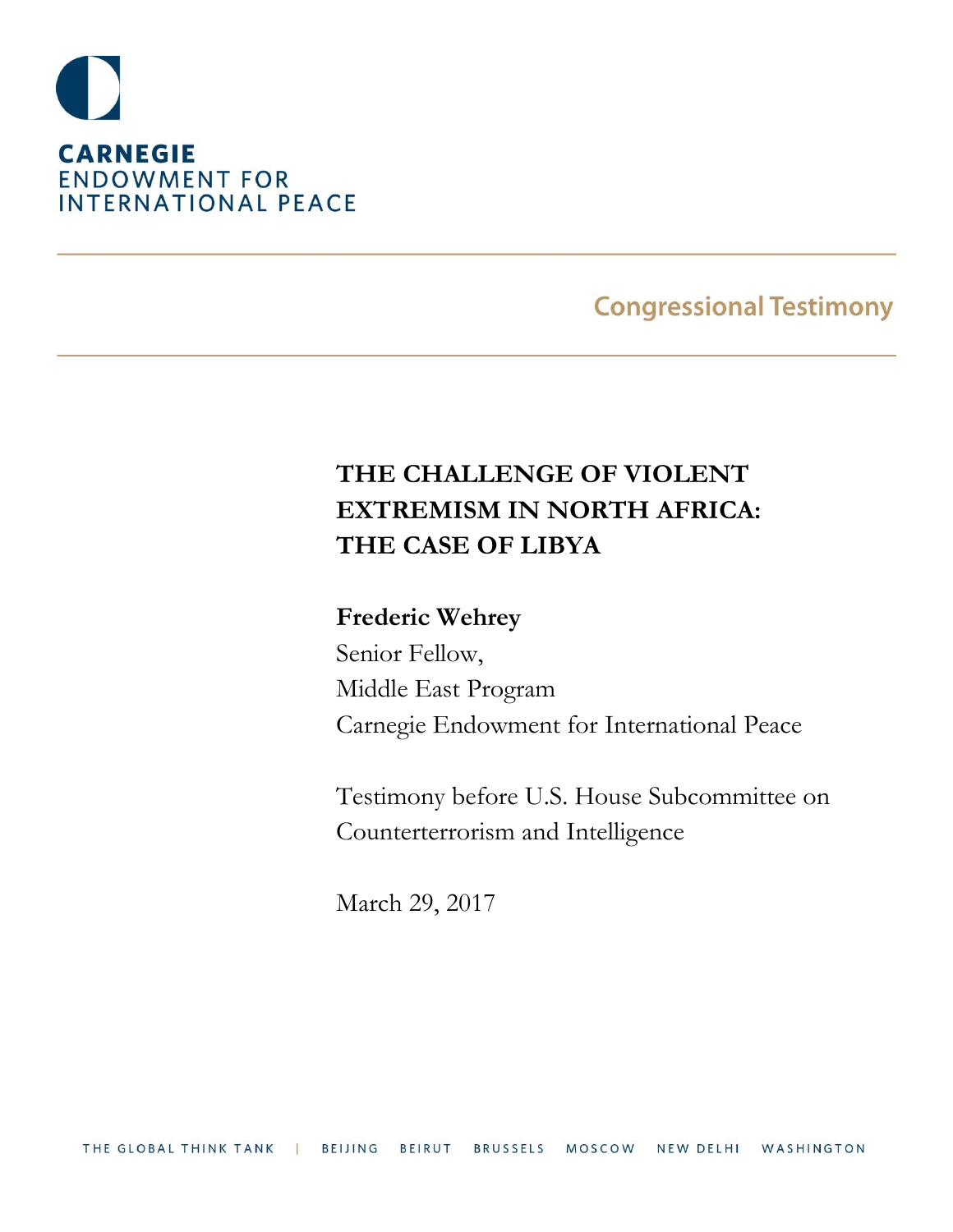**CARNEGIE**
ENDOWMENT FOR
INTERNATIONAL PEACE

Congressional Testimony

# THE CHALLENGE OF VIOLENT EXTREMISM IN NORTH AFRICA: THE CASE OF LIBYA

**Frederic Wehrey**
Senior Fellow,
Middle East Program
Carnegie Endowment for International Peace

Testimony before U.S. House Subcommittee on Counterterrorism and Intelligence

March 29, 2017

THE GLOBAL THINK TANK | BEIJING BEIRUT BRUSSELS MOSCOW NEW DELHI WASHINGTON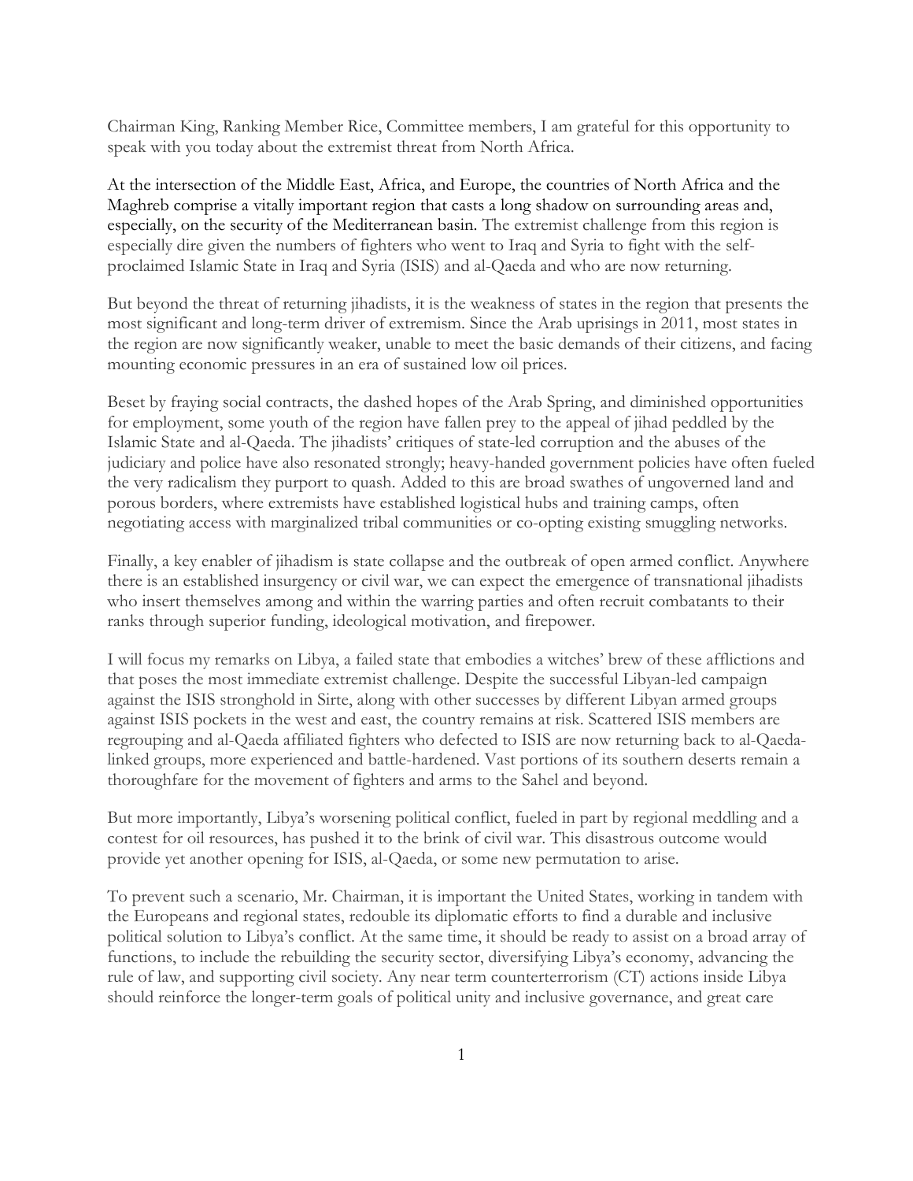Chairman King, Ranking Member Rice, Committee members, I am grateful for this opportunity to speak with you today about the extremist threat from North Africa.

At the intersection of the Middle East, Africa, and Europe, the countries of North Africa and the Maghreb comprise a vitally important region that casts a long shadow on surrounding areas and, especially, on the security of the Mediterranean basin. The extremist challenge from this region is especially dire given the numbers of fighters who went to Iraq and Syria to fight with the self-proclaimed Islamic State in Iraq and Syria (ISIS) and al-Qaeda and who are now returning.

But beyond the threat of returning jihadists, it is the weakness of states in the region that presents the most significant and long-term driver of extremism. Since the Arab uprisings in 2011, most states in the region are now significantly weaker, unable to meet the basic demands of their citizens, and facing mounting economic pressures in an era of sustained low oil prices.

Beset by fraying social contracts, the dashed hopes of the Arab Spring, and diminished opportunities for employment, some youth of the region have fallen prey to the appeal of jihad peddled by the Islamic State and al-Qaeda. The jihadists' critiques of state-led corruption and the abuses of the judiciary and police have also resonated strongly; heavy-handed government policies have often fueled the very radicalism they purport to quash. Added to this are broad swathes of ungoverned land and porous borders, where extremists have established logistical hubs and training camps, often negotiating access with marginalized tribal communities or co-opting existing smuggling networks.

Finally, a key enabler of jihadism is state collapse and the outbreak of open armed conflict. Anywhere there is an established insurgency or civil war, we can expect the emergence of transnational jihadists who insert themselves among and within the warring parties and often recruit combatants to their ranks through superior funding, ideological motivation, and firepower.

I will focus my remarks on Libya, a failed state that embodies a witches' brew of these afflictions and that poses the most immediate extremist challenge. Despite the successful Libyan-led campaign against the ISIS stronghold in Sirte, along with other successes by different Libyan armed groups against ISIS pockets in the west and east, the country remains at risk. Scattered ISIS members are regrouping and al-Qaeda affiliated fighters who defected to ISIS are now returning back to al-Qaeda-linked groups, more experienced and battle-hardened. Vast portions of its southern deserts remain a thoroughfare for the movement of fighters and arms to the Sahel and beyond.

But more importantly, Libya's worsening political conflict, fueled in part by regional meddling and a contest for oil resources, has pushed it to the brink of civil war. This disastrous outcome would provide yet another opening for ISIS, al-Qaeda, or some new permutation to arise.

To prevent such a scenario, Mr. Chairman, it is important the United States, working in tandem with the Europeans and regional states, redouble its diplomatic efforts to find a durable and inclusive political solution to Libya's conflict. At the same time, it should be ready to assist on a broad array of functions, to include the rebuilding the security sector, diversifying Libya's economy, advancing the rule of law, and supporting civil society. Any near term counterterrorism (CT) actions inside Libya should reinforce the longer-term goals of political unity and inclusive governance, and great care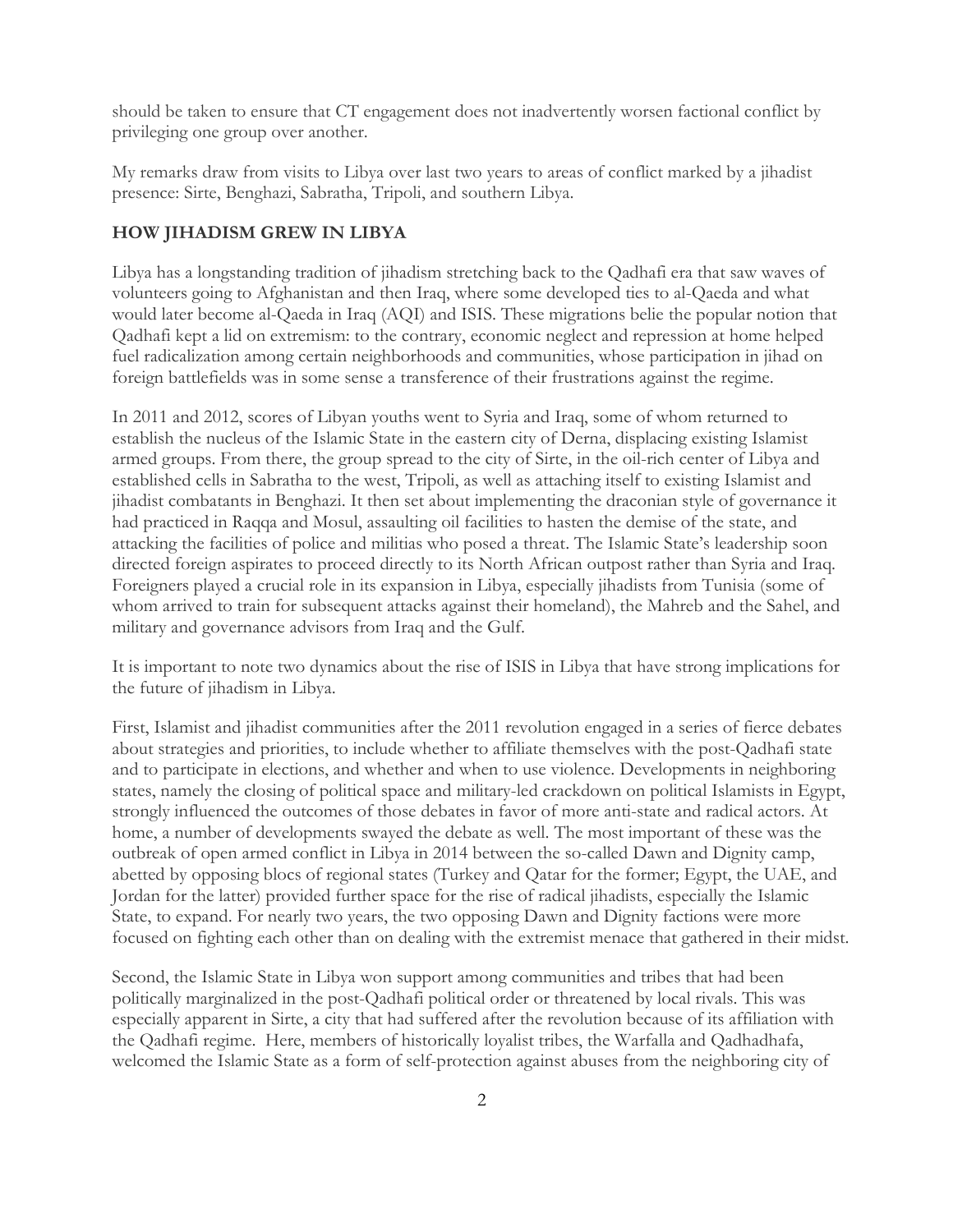should be taken to ensure that CT engagement does not inadvertently worsen factional conflict by privileging one group over another.

My remarks draw from visits to Libya over last two years to areas of conflict marked by a jihadist presence: Sirte, Benghazi, Sabratha, Tripoli, and southern Libya.

## HOW JIHADISM GREW IN LIBYA

Libya has a longstanding tradition of jihadism stretching back to the Qadhafi era that saw waves of volunteers going to Afghanistan and then Iraq, where some developed ties to al-Qaeda and what would later become al-Qaeda in Iraq (AQI) and ISIS. These migrations belie the popular notion that Qadhafi kept a lid on extremism: to the contrary, economic neglect and repression at home helped fuel radicalization among certain neighborhoods and communities, whose participation in jihad on foreign battlefields was in some sense a transference of their frustrations against the regime.

In 2011 and 2012, scores of Libyan youths went to Syria and Iraq, some of whom returned to establish the nucleus of the Islamic State in the eastern city of Derna, displacing existing Islamist armed groups. From there, the group spread to the city of Sirte, in the oil-rich center of Libya and established cells in Sabratha to the west, Tripoli, as well as attaching itself to existing Islamist and jihadist combatants in Benghazi. It then set about implementing the draconian style of governance it had practiced in Raqqa and Mosul, assaulting oil facilities to hasten the demise of the state, and attacking the facilities of police and militias who posed a threat. The Islamic State's leadership soon directed foreign aspirates to proceed directly to its North African outpost rather than Syria and Iraq. Foreigners played a crucial role in its expansion in Libya, especially jihadists from Tunisia (some of whom arrived to train for subsequent attacks against their homeland), the Mahreb and the Sahel, and military and governance advisors from Iraq and the Gulf.

It is important to note two dynamics about the rise of ISIS in Libya that have strong implications for the future of jihadism in Libya.

First, Islamist and jihadist communities after the 2011 revolution engaged in a series of fierce debates about strategies and priorities, to include whether to affiliate themselves with the post-Qadhafi state and to participate in elections, and whether and when to use violence. Developments in neighboring states, namely the closing of political space and military-led crackdown on political Islamists in Egypt, strongly influenced the outcomes of those debates in favor of more anti-state and radical actors. At home, a number of developments swayed the debate as well. The most important of these was the outbreak of open armed conflict in Libya in 2014 between the so-called Dawn and Dignity camp, abetted by opposing blocs of regional states (Turkey and Qatar for the former; Egypt, the UAE, and Jordan for the latter) provided further space for the rise of radical jihadists, especially the Islamic State, to expand. For nearly two years, the two opposing Dawn and Dignity factions were more focused on fighting each other than on dealing with the extremist menace that gathered in their midst.

Second, the Islamic State in Libya won support among communities and tribes that had been politically marginalized in the post-Qadhafi political order or threatened by local rivals. This was especially apparent in Sirte, a city that had suffered after the revolution because of its affiliation with the Qadhafi regime. Here, members of historically loyalist tribes, the Warfalla and Qadhadhafa, welcomed the Islamic State as a form of self-protection against abuses from the neighboring city of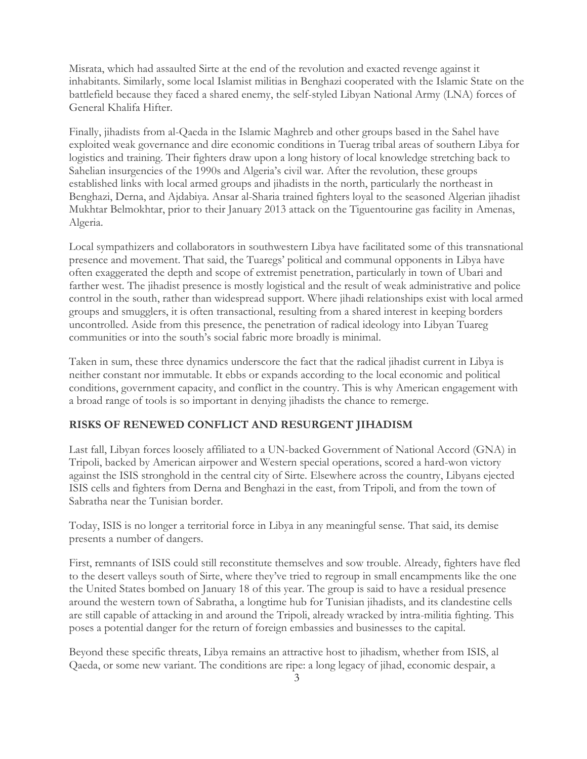Misrata, which had assaulted Sirte at the end of the revolution and exacted revenge against it inhabitants. Similarly, some local Islamist militias in Benghazi cooperated with the Islamic State on the battlefield because they faced a shared enemy, the self-styled Libyan National Army (LNA) forces of General Khalifa Hifter.

Finally, jihadists from al-Qaeda in the Islamic Maghreb and other groups based in the Sahel have exploited weak governance and dire economic conditions in Tuerag tribal areas of southern Libya for logistics and training. Their fighters draw upon a long history of local knowledge stretching back to Sahelian insurgencies of the 1990s and Algeria's civil war. After the revolution, these groups established links with local armed groups and jihadists in the north, particularly the northeast in Benghazi, Derna, and Ajdabiya. Ansar al-Sharia trained fighters loyal to the seasoned Algerian jihadist Mukhtar Belmokhtar, prior to their January 2013 attack on the Tiguentourine gas facility in Amenas, Algeria.

Local sympathizers and collaborators in southwestern Libya have facilitated some of this transnational presence and movement. That said, the Tuaregs' political and communal opponents in Libya have often exaggerated the depth and scope of extremist penetration, particularly in town of Ubari and farther west. The jihadist presence is mostly logistical and the result of weak administrative and police control in the south, rather than widespread support. Where jihadi relationships exist with local armed groups and smugglers, it is often transactional, resulting from a shared interest in keeping borders uncontrolled. Aside from this presence, the penetration of radical ideology into Libyan Tuareg communities or into the south's social fabric more broadly is minimal.

Taken in sum, these three dynamics underscore the fact that the radical jihadist current in Libya is neither constant nor immutable. It ebbs or expands according to the local economic and political conditions, government capacity, and conflict in the country. This is why American engagement with a broad range of tools is so important in denying jihadists the chance to remerge.

## RISKS OF RENEWED CONFLICT AND RESURGENT JIHADISM

Last fall, Libyan forces loosely affiliated to a UN-backed Government of National Accord (GNA) in Tripoli, backed by American airpower and Western special operations, scored a hard-won victory against the ISIS stronghold in the central city of Sirte. Elsewhere across the country, Libyans ejected ISIS cells and fighters from Derna and Benghazi in the east, from Tripoli, and from the town of Sabratha near the Tunisian border.

Today, ISIS is no longer a territorial force in Libya in any meaningful sense. That said, its demise presents a number of dangers.

First, remnants of ISIS could still reconstitute themselves and sow trouble. Already, fighters have fled to the desert valleys south of Sirte, where they've tried to regroup in small encampments like the one the United States bombed on January 18 of this year. The group is said to have a residual presence around the western town of Sabratha, a longtime hub for Tunisian jihadists, and its clandestine cells are still capable of attacking in and around the Tripoli, already wracked by intra-militia fighting. This poses a potential danger for the return of foreign embassies and businesses to the capital.

Beyond these specific threats, Libya remains an attractive host to jihadism, whether from ISIS, al Qaeda, or some new variant. The conditions are ripe: a long legacy of jihad, economic despair, a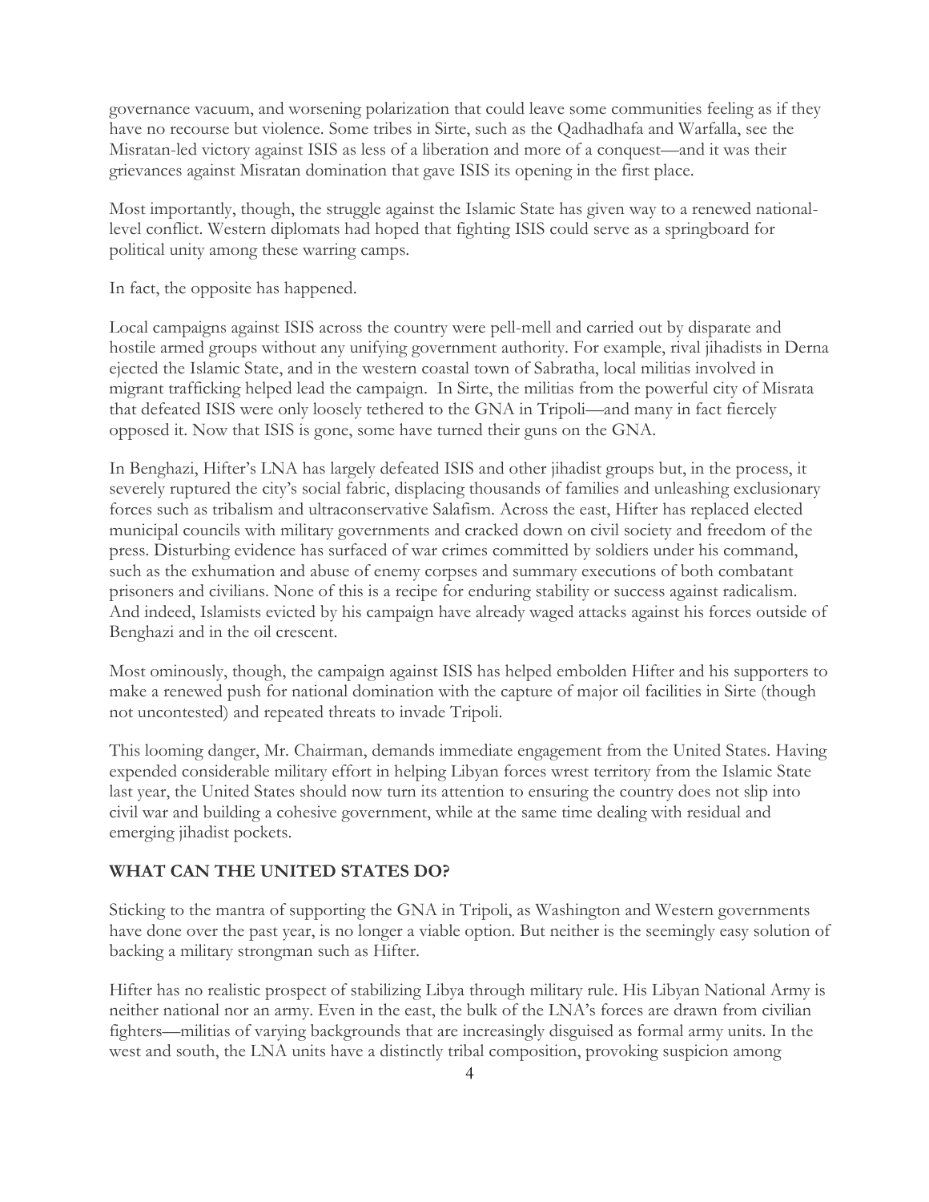governance vacuum, and worsening polarization that could leave some communities feeling as if they have no recourse but violence. Some tribes in Sirte, such as the Qadhadhafa and Warfalla, see the Misratan-led victory against ISIS as less of a liberation and more of a conquest—and it was their grievances against Misratan domination that gave ISIS its opening in the first place.

Most importantly, though, the struggle against the Islamic State has given way to a renewed national-level conflict. Western diplomats had hoped that fighting ISIS could serve as a springboard for political unity among these warring camps.

In fact, the opposite has happened.

Local campaigns against ISIS across the country were pell-mell and carried out by disparate and hostile armed groups without any unifying government authority. For example, rival jihadists in Derna ejected the Islamic State, and in the western coastal town of Sabratha, local militias involved in migrant trafficking helped lead the campaign. In Sirte, the militias from the powerful city of Misrata that defeated ISIS were only loosely tethered to the GNA in Tripoli—and many in fact fiercely opposed it. Now that ISIS is gone, some have turned their guns on the GNA.

In Benghazi, Hifter's LNA has largely defeated ISIS and other jihadist groups but, in the process, it severely ruptured the city's social fabric, displacing thousands of families and unleashing exclusionary forces such as tribalism and ultraconservative Salafism. Across the east, Hifter has replaced elected municipal councils with military governments and cracked down on civil society and freedom of the press. Disturbing evidence has surfaced of war crimes committed by soldiers under his command, such as the exhumation and abuse of enemy corpses and summary executions of both combatant prisoners and civilians. None of this is a recipe for enduring stability or success against radicalism. And indeed, Islamists evicted by his campaign have already waged attacks against his forces outside of Benghazi and in the oil crescent.

Most ominously, though, the campaign against ISIS has helped embolden Hifter and his supporters to make a renewed push for national domination with the capture of major oil facilities in Sirte (though not uncontested) and repeated threats to invade Tripoli.

This looming danger, Mr. Chairman, demands immediate engagement from the United States. Having expended considerable military effort in helping Libyan forces wrest territory from the Islamic State last year, the United States should now turn its attention to ensuring the country does not slip into civil war and building a cohesive government, while at the same time dealing with residual and emerging jihadist pockets.

## WHAT CAN THE UNITED STATES DO?

Sticking to the mantra of supporting the GNA in Tripoli, as Washington and Western governments have done over the past year, is no longer a viable option. But neither is the seemingly easy solution of backing a military strongman such as Hifter.

Hifter has no realistic prospect of stabilizing Libya through military rule. His Libyan National Army is neither national nor an army. Even in the east, the bulk of the LNA's forces are drawn from civilian fighters—militias of varying backgrounds that are increasingly disguised as formal army units. In the west and south, the LNA units have a distinctly tribal composition, provoking suspicion among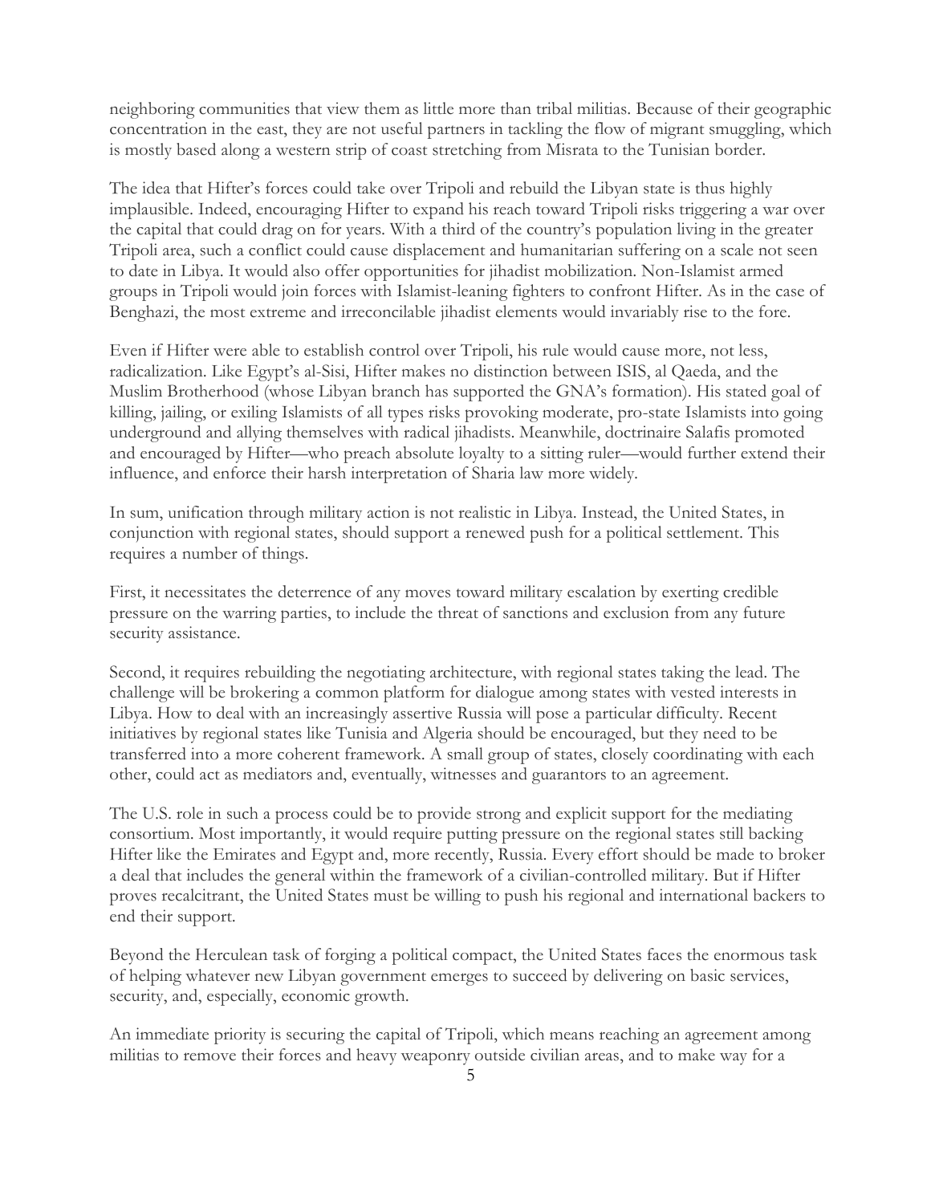neighboring communities that view them as little more than tribal militias. Because of their geographic concentration in the east, they are not useful partners in tackling the flow of migrant smuggling, which is mostly based along a western strip of coast stretching from Misrata to the Tunisian border.

The idea that Hifter's forces could take over Tripoli and rebuild the Libyan state is thus highly implausible. Indeed, encouraging Hifter to expand his reach toward Tripoli risks triggering a war over the capital that could drag on for years. With a third of the country's population living in the greater Tripoli area, such a conflict could cause displacement and humanitarian suffering on a scale not seen to date in Libya. It would also offer opportunities for jihadist mobilization. Non-Islamist armed groups in Tripoli would join forces with Islamist-leaning fighters to confront Hifter. As in the case of Benghazi, the most extreme and irreconcilable jihadist elements would invariably rise to the fore.

Even if Hifter were able to establish control over Tripoli, his rule would cause more, not less, radicalization. Like Egypt's al-Sisi, Hifter makes no distinction between ISIS, al Qaeda, and the Muslim Brotherhood (whose Libyan branch has supported the GNA's formation). His stated goal of killing, jailing, or exiling Islamists of all types risks provoking moderate, pro-state Islamists into going underground and allying themselves with radical jihadists. Meanwhile, doctrinaire Salafis promoted and encouraged by Hifter—who preach absolute loyalty to a sitting ruler—would further extend their influence, and enforce their harsh interpretation of Sharia law more widely.

In sum, unification through military action is not realistic in Libya. Instead, the United States, in conjunction with regional states, should support a renewed push for a political settlement. This requires a number of things.

First, it necessitates the deterrence of any moves toward military escalation by exerting credible pressure on the warring parties, to include the threat of sanctions and exclusion from any future security assistance.

Second, it requires rebuilding the negotiating architecture, with regional states taking the lead. The challenge will be brokering a common platform for dialogue among states with vested interests in Libya. How to deal with an increasingly assertive Russia will pose a particular difficulty. Recent initiatives by regional states like Tunisia and Algeria should be encouraged, but they need to be transferred into a more coherent framework. A small group of states, closely coordinating with each other, could act as mediators and, eventually, witnesses and guarantors to an agreement.

The U.S. role in such a process could be to provide strong and explicit support for the mediating consortium. Most importantly, it would require putting pressure on the regional states still backing Hifter like the Emirates and Egypt and, more recently, Russia. Every effort should be made to broker a deal that includes the general within the framework of a civilian-controlled military. But if Hifter proves recalcitrant, the United States must be willing to push his regional and international backers to end their support.

Beyond the Herculean task of forging a political compact, the United States faces the enormous task of helping whatever new Libyan government emerges to succeed by delivering on basic services, security, and, especially, economic growth.

An immediate priority is securing the capital of Tripoli, which means reaching an agreement among militias to remove their forces and heavy weaponry outside civilian areas, and to make way for a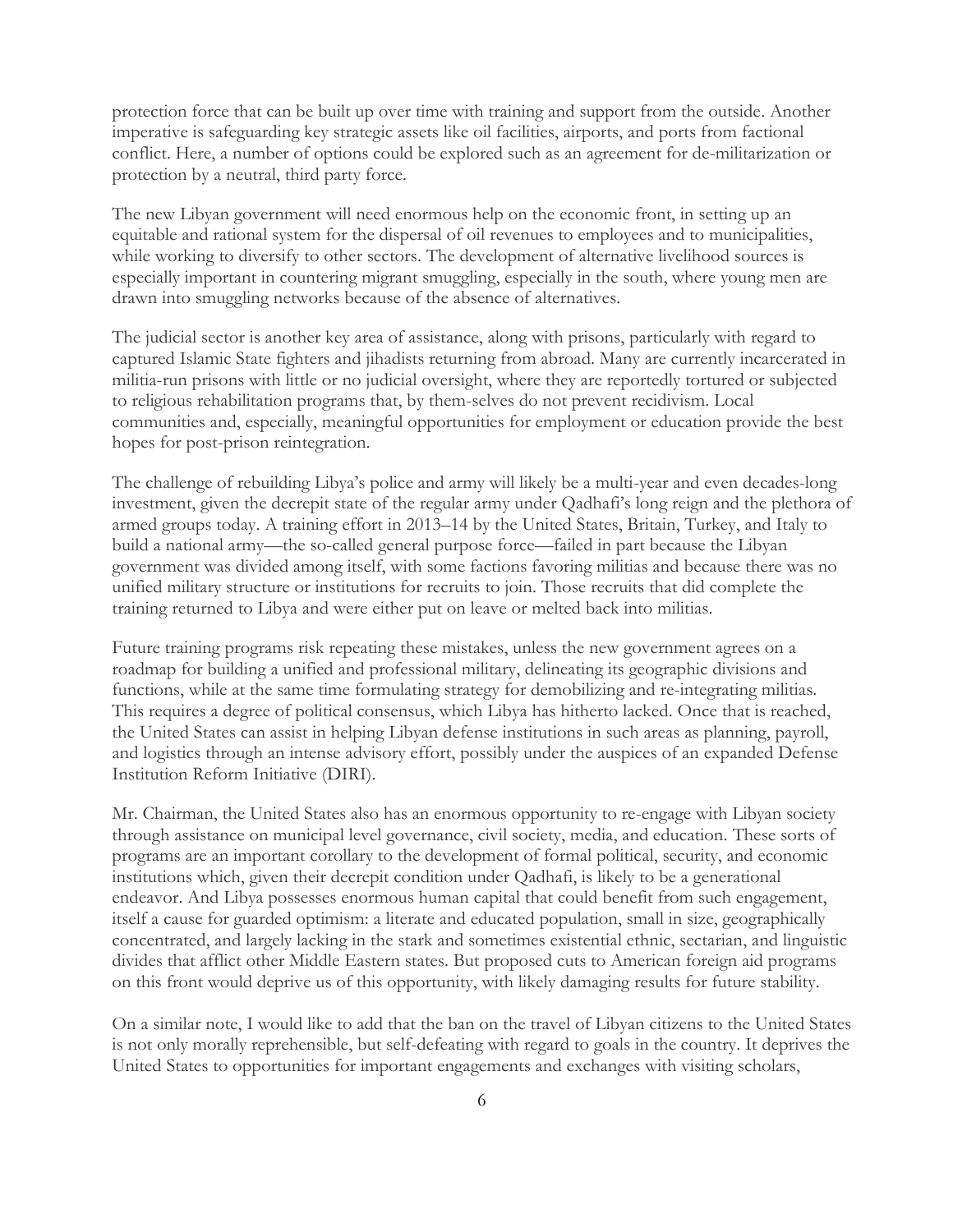protection force that can be built up over time with training and support from the outside. Another imperative is safeguarding key strategic assets like oil facilities, airports, and ports from factional conflict. Here, a number of options could be explored such as an agreement for de-militarization or protection by a neutral, third party force.

The new Libyan government will need enormous help on the economic front, in setting up an equitable and rational system for the dispersal of oil revenues to employees and to municipalities, while working to diversify to other sectors. The development of alternative livelihood sources is especially important in countering migrant smuggling, especially in the south, where young men are drawn into smuggling networks because of the absence of alternatives.

The judicial sector is another key area of assistance, along with prisons, particularly with regard to captured Islamic State fighters and jihadists returning from abroad. Many are currently incarcerated in militia-run prisons with little or no judicial oversight, where they are reportedly tortured or subjected to religious rehabilitation programs that, by them-selves do not prevent recidivism. Local communities and, especially, meaningful opportunities for employment or education provide the best hopes for post-prison reintegration.

The challenge of rebuilding Libya's police and army will likely be a multi-year and even decades-long investment, given the decrepit state of the regular army under Qadhafi's long reign and the plethora of armed groups today. A training effort in 2013–14 by the United States, Britain, Turkey, and Italy to build a national army—the so-called general purpose force—failed in part because the Libyan government was divided among itself, with some factions favoring militias and because there was no unified military structure or institutions for recruits to join. Those recruits that did complete the training returned to Libya and were either put on leave or melted back into militias.

Future training programs risk repeating these mistakes, unless the new government agrees on a roadmap for building a unified and professional military, delineating its geographic divisions and functions, while at the same time formulating strategy for demobilizing and re-integrating militias. This requires a degree of political consensus, which Libya has hitherto lacked. Once that is reached, the United States can assist in helping Libyan defense institutions in such areas as planning, payroll, and logistics through an intense advisory effort, possibly under the auspices of an expanded Defense Institution Reform Initiative (DIRI).

Mr. Chairman, the United States also has an enormous opportunity to re-engage with Libyan society through assistance on municipal level governance, civil society, media, and education. These sorts of programs are an important corollary to the development of formal political, security, and economic institutions which, given their decrepit condition under Qadhafi, is likely to be a generational endeavor. And Libya possesses enormous human capital that could benefit from such engagement, itself a cause for guarded optimism: a literate and educated population, small in size, geographically concentrated, and largely lacking in the stark and sometimes existential ethnic, sectarian, and linguistic divides that afflict other Middle Eastern states. But proposed cuts to American foreign aid programs on this front would deprive us of this opportunity, with likely damaging results for future stability.

On a similar note, I would like to add that the ban on the travel of Libyan citizens to the United States is not only morally reprehensible, but self-defeating with regard to goals in the country. It deprives the United States to opportunities for important engagements and exchanges with visiting scholars,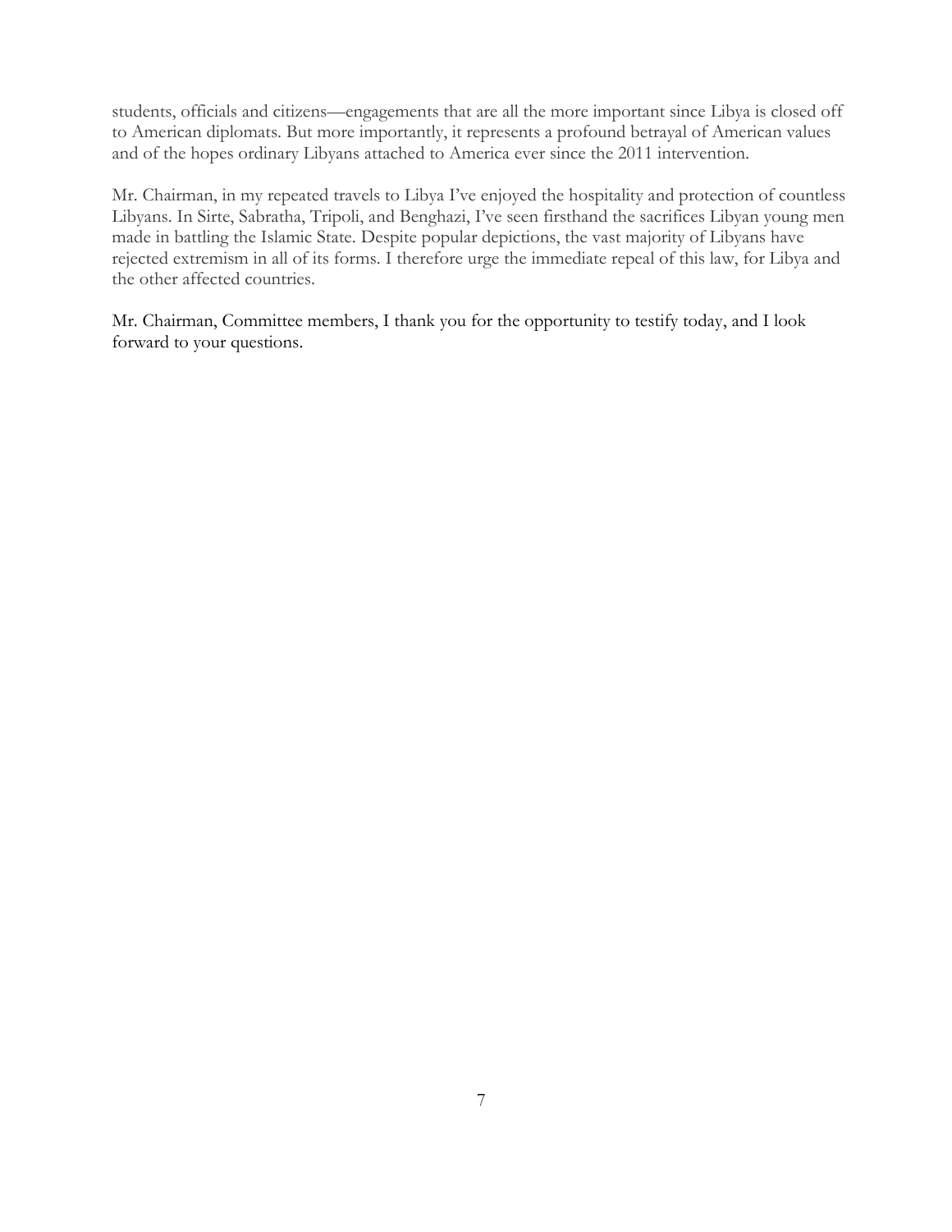students, officials and citizens—engagements that are all the more important since Libya is closed off to American diplomats. But more importantly, it represents a profound betrayal of American values and of the hopes ordinary Libyans attached to America ever since the 2011 intervention.

Mr. Chairman, in my repeated travels to Libya I've enjoyed the hospitality and protection of countless Libyans. In Sirte, Sabratha, Tripoli, and Benghazi, I've seen firsthand the sacrifices Libyan young men made in battling the Islamic State. Despite popular depictions, the vast majority of Libyans have rejected extremism in all of its forms. I therefore urge the immediate repeal of this law, for Libya and the other affected countries.

Mr. Chairman, Committee members, I thank you for the opportunity to testify today, and I look forward to your questions.